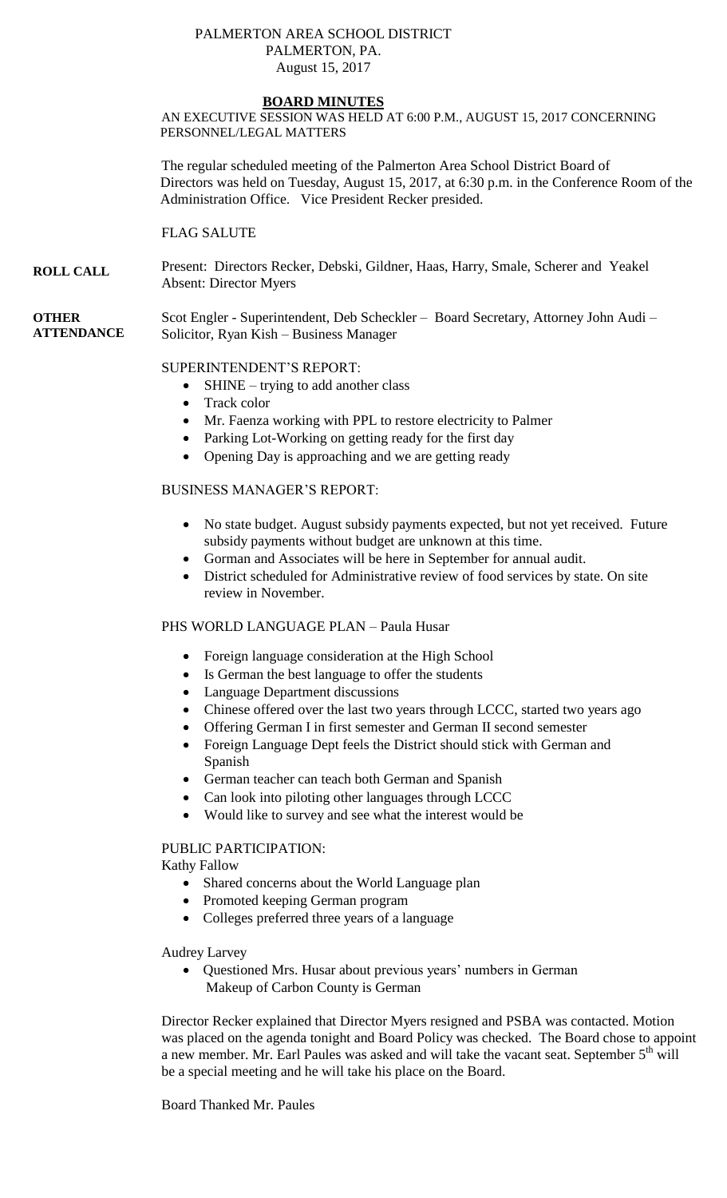PALMERTON AREA SCHOOL DISTRICT
PALMERTON, PA.
August 15, 2017

# BOARD MINUTES

AN EXECUTIVE SESSION WAS HELD AT 6:00 P.M., AUGUST 15, 2017 CONCERNING PERSONNEL/LEGAL MATTERS

The regular scheduled meeting of the Palmerton Area School District Board of Directors was held on Tuesday, August 15, 2017, at 6:30 p.m. in the Conference Room of the Administration Office. Vice President Recker presided.

FLAG SALUTE

**ROLL CALL** Present: Directors Recker, Debski, Gildner, Haas, Harry, Smale, Scherer and Yeakel
Absent: Director Myers

**OTHER ATTENDANCE** Scot Engler - Superintendent, Deb Scheckler – Board Secretary, Attorney John Audi – Solicitor, Ryan Kish – Business Manager

SUPERINTENDENT'S REPORT:

- SHINE – trying to add another class
- Track color
- Mr. Faenza working with PPL to restore electricity to Palmer
- Parking Lot-Working on getting ready for the first day
- Opening Day is approaching and we are getting ready

BUSINESS MANAGER'S REPORT:

- No state budget. August subsidy payments expected, but not yet received. Future subsidy payments without budget are unknown at this time.
- Gorman and Associates will be here in September for annual audit.
- District scheduled for Administrative review of food services by state. On site review in November.

PHS WORLD LANGUAGE PLAN – Paula Husar

- Foreign language consideration at the High School
- Is German the best language to offer the students
- Language Department discussions
- Chinese offered over the last two years through LCCC, started two years ago
- Offering German I in first semester and German II second semester
- Foreign Language Dept feels the District should stick with German and Spanish
- German teacher can teach both German and Spanish
- Can look into piloting other languages through LCCC
- Would like to survey and see what the interest would be

PUBLIC PARTICIPATION:

Kathy Fallow

- Shared concerns about the World Language plan
- Promoted keeping German program
- Colleges preferred three years of a language

Audrey Larvey

- Questioned Mrs. Husar about previous years' numbers in German
  Makeup of Carbon County is German

Director Recker explained that Director Myers resigned and PSBA was contacted. Motion was placed on the agenda tonight and Board Policy was checked. The Board chose to appoint a new member. Mr. Earl Paules was asked and will take the vacant seat. September 5th will be a special meeting and he will take his place on the Board.

Board Thanked Mr. Paules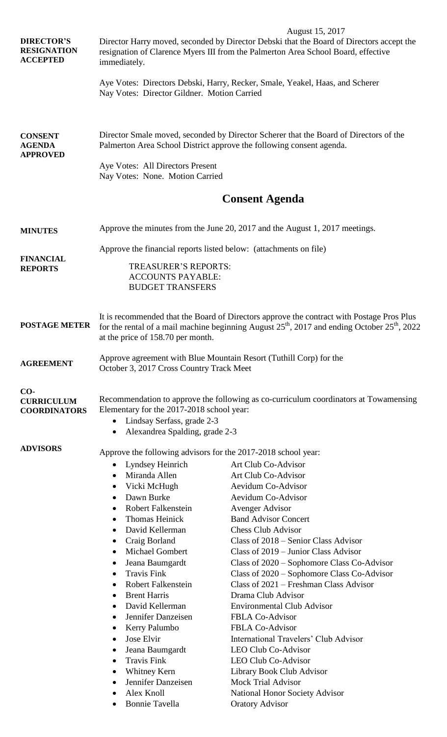August 15, 2017

**DIRECTOR'S RESIGNATION ACCEPTED**

Director Harry moved, seconded by Director Debski that the Board of Directors accept the resignation of Clarence Myers III from the Palmerton Area School Board, effective immediately.

Aye Votes: Directors Debski, Harry, Recker, Smale, Yeakel, Haas, and Scherer
Nay Votes: Director Gildner. Motion Carried

**CONSENT AGENDA APPROVED**

Director Smale moved, seconded by Director Scherer that the Board of Directors of the Palmerton Area School District approve the following consent agenda.

Aye Votes: All Directors Present
Nay Votes: None. Motion Carried

## Consent Agenda

**MINUTES**

Approve the minutes from the June 20, 2017 and the August 1, 2017 meetings.

**FINANCIAL REPORTS**

Approve the financial reports listed below: (attachments on file)

TREASURER'S REPORTS:
ACCOUNTS PAYABLE:
BUDGET TRANSFERS

**POSTAGE METER**

It is recommended that the Board of Directors approve the contract with Postage Pros Plus for the rental of a mail machine beginning August 25th, 2017 and ending October 25th, 2022 at the price of 158.70 per month.

**AGREEMENT**

Approve agreement with Blue Mountain Resort (Tuthill Corp) for the October 3, 2017 Cross Country Track Meet

**CO-CURRICULUM COORDINATORS**

Recommendation to approve the following as co-curriculum coordinators at Towamensing Elementary for the 2017-2018 school year:

- Lindsay Serfass, grade 2-3
- Alexandrea Spalding, grade 2-3

**ADVISORS**

Approve the following advisors for the 2017-2018 school year:

- Lyndsey Heinrich — Art Club Co-Advisor
- Miranda Allen — Art Club Co-Advisor
- Vicki McHugh — Aevidum Co-Advisor
- Dawn Burke — Aevidum Co-Advisor
- Robert Falkenstein — Avenger Advisor
- Thomas Heinick — Band Advisor Concert
- David Kellerman — Chess Club Advisor
- Craig Borland — Class of 2018 – Senior Class Advisor
- Michael Gombert — Class of 2019 – Junior Class Advisor
- Jeana Baumgardt — Class of 2020 – Sophomore Class Co-Advisor
- Travis Fink — Class of 2020 – Sophomore Class Co-Advisor
- Robert Falkenstein — Class of 2021 – Freshman Class Advisor
- Brent Harris — Drama Club Advisor
- David Kellerman — Environmental Club Advisor
- Jennifer Danzeisen — FBLA Co-Advisor
- Kerry Palumbo — FBLA Co-Advisor
- Jose Elvir — International Travelers' Club Advisor
- Jeana Baumgardt — LEO Club Co-Advisor
- Travis Fink — LEO Club Co-Advisor
- Whitney Kern — Library Book Club Advisor
- Jennifer Danzeisen — Mock Trial Advisor
- Alex Knoll — National Honor Society Advisor
- Bonnie Tavella — Oratory Advisor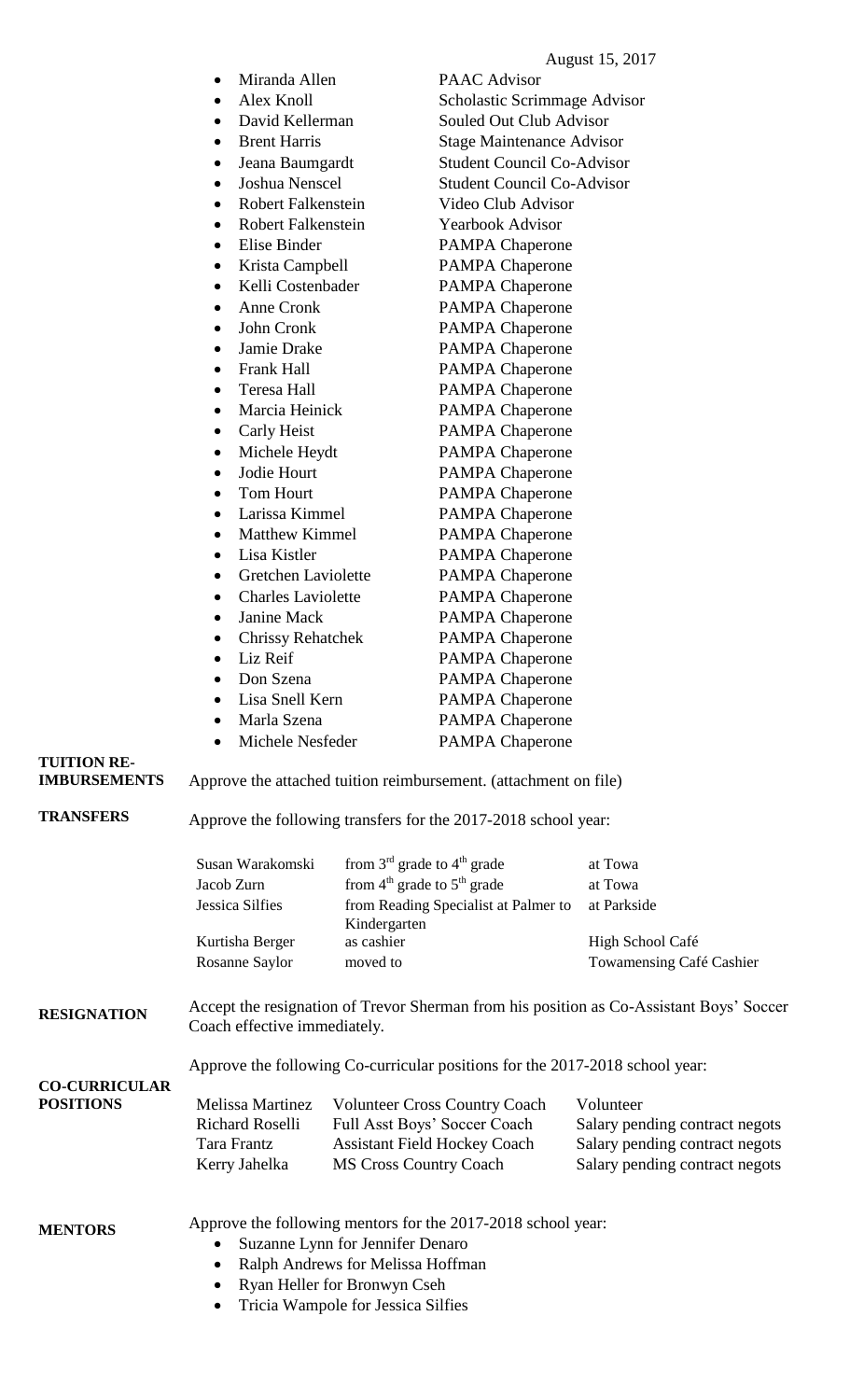August 15, 2017

- Miranda Allen PAAC Advisor
- Alex Knoll Scholastic Scrimmage Advisor
- David Kellerman Souled Out Club Advisor
- Brent Harris Stage Maintenance Advisor
- Jeana Baumgardt Student Council Co-Advisor
- Joshua Nenscel Student Council Co-Advisor
- Robert Falkenstein Video Club Advisor
- Robert Falkenstein Yearbook Advisor
- Elise Binder PAMPA Chaperone
- Krista Campbell PAMPA Chaperone
- Kelli Costenbader PAMPA Chaperone
- Anne Cronk PAMPA Chaperone
- John Cronk PAMPA Chaperone
- Jamie Drake PAMPA Chaperone
- Frank Hall PAMPA Chaperone
- Teresa Hall PAMPA Chaperone
- Marcia Heinick PAMPA Chaperone
- Carly Heist PAMPA Chaperone
- Michele Heydt PAMPA Chaperone
- Jodie Hourt PAMPA Chaperone
- Tom Hourt PAMPA Chaperone
- Larissa Kimmel PAMPA Chaperone
- Matthew Kimmel PAMPA Chaperone
- Lisa Kistler PAMPA Chaperone
- Gretchen Laviolette PAMPA Chaperone
- Charles Laviolette PAMPA Chaperone
- Janine Mack PAMPA Chaperone
- Chrissy Rehatchek PAMPA Chaperone
- Liz Reif PAMPA Chaperone
- Don Szena PAMPA Chaperone
- Lisa Snell Kern PAMPA Chaperone
- Marla Szena PAMPA Chaperone
- Michele Nesfeder PAMPA Chaperone

**TUITION RE-IMBURSEMENTS**

Approve the attached tuition reimbursement. (attachment on file)

**TRANSFERS**

Approve the following transfers for the 2017-2018 school year:

| | | |
|---|---|---|
| Susan Warakomski | from 3rd grade to 4th grade | at Towa |
| Jacob Zurn | from 4th grade to 5th grade | at Towa |
| Jessica Silfies | from Reading Specialist at Palmer to Kindergarten | at Parkside |
| Kurtisha Berger | as cashier | High School Café |
| Rosanne Saylor | moved to | Towamensing Café Cashier |

**RESIGNATION**

Accept the resignation of Trevor Sherman from his position as Co-Assistant Boys' Soccer Coach effective immediately.

**CO-CURRICULAR POSITIONS**

Approve the following Co-curricular positions for the 2017-2018 school year:

| | | |
|---|---|---|
| Melissa Martinez | Volunteer Cross Country Coach | Volunteer |
| Richard Roselli | Full Asst Boys' Soccer Coach | Salary pending contract negots |
| Tara Frantz | Assistant Field Hockey Coach | Salary pending contract negots |
| Kerry Jahelka | MS Cross Country Coach | Salary pending contract negots |

**MENTORS**

Approve the following mentors for the 2017-2018 school year:

- Suzanne Lynn for Jennifer Denaro
- Ralph Andrews for Melissa Hoffman
- Ryan Heller for Bronwyn Cseh
- Tricia Wampole for Jessica Silfies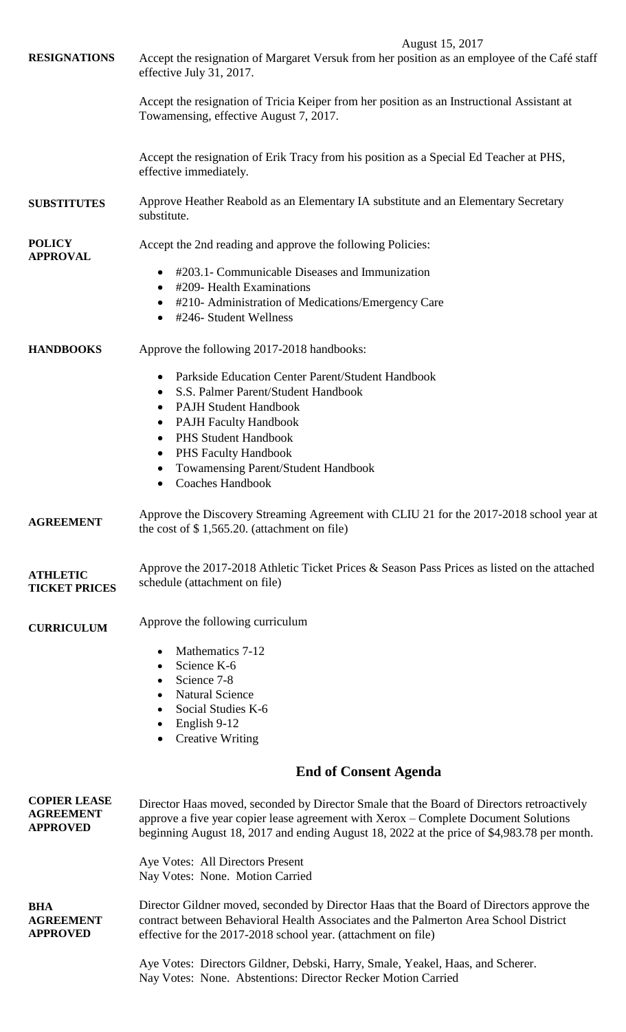August 15, 2017

**RESIGNATIONS**

Accept the resignation of Margaret Versuk from her position as an employee of the Café staff effective July 31, 2017.

Accept the resignation of Tricia Keiper from her position as an Instructional Assistant at Towamensing, effective August 7, 2017.

Accept the resignation of Erik Tracy from his position as a Special Ed Teacher at PHS, effective immediately.

**SUBSTITUTES**

Approve Heather Reabold as an Elementary IA substitute and an Elementary Secretary substitute.

**POLICY APPROVAL**

Accept the 2nd reading and approve the following Policies:

- #203.1- Communicable Diseases and Immunization
- #209- Health Examinations
- #210- Administration of Medications/Emergency Care
- #246- Student Wellness

**HANDBOOKS**

Approve the following 2017-2018 handbooks:

- Parkside Education Center Parent/Student Handbook
- S.S. Palmer Parent/Student Handbook
- PAJH Student Handbook
- PAJH Faculty Handbook
- PHS Student Handbook
- PHS Faculty Handbook
- Towamensing Parent/Student Handbook
- Coaches Handbook

**AGREEMENT**

Approve the Discovery Streaming Agreement with CLIU 21 for the 2017-2018 school year at the cost of $ 1,565.20. (attachment on file)

**ATHLETIC TICKET PRICES**

Approve the 2017-2018 Athletic Ticket Prices & Season Pass Prices as listed on the attached schedule (attachment on file)

**CURRICULUM**

Approve the following curriculum

- Mathematics 7-12
- Science K-6
- Science 7-8
- Natural Science
- Social Studies K-6
- English 9-12
- Creative Writing

## End of Consent Agenda

**COPIER LEASE AGREEMENT APPROVED**

Director Haas moved, seconded by Director Smale that the Board of Directors retroactively approve a five year copier lease agreement with Xerox – Complete Document Solutions beginning August 18, 2017 and ending August 18, 2022 at the price of $4,983.78 per month.

Aye Votes: All Directors Present
Nay Votes: None. Motion Carried

**BHA AGREEMENT APPROVED**

Director Gildner moved, seconded by Director Haas that the Board of Directors approve the contract between Behavioral Health Associates and the Palmerton Area School District effective for the 2017-2018 school year. (attachment on file)

Aye Votes: Directors Gildner, Debski, Harry, Smale, Yeakel, Haas, and Scherer.
Nay Votes: None. Abstentions: Director Recker Motion Carried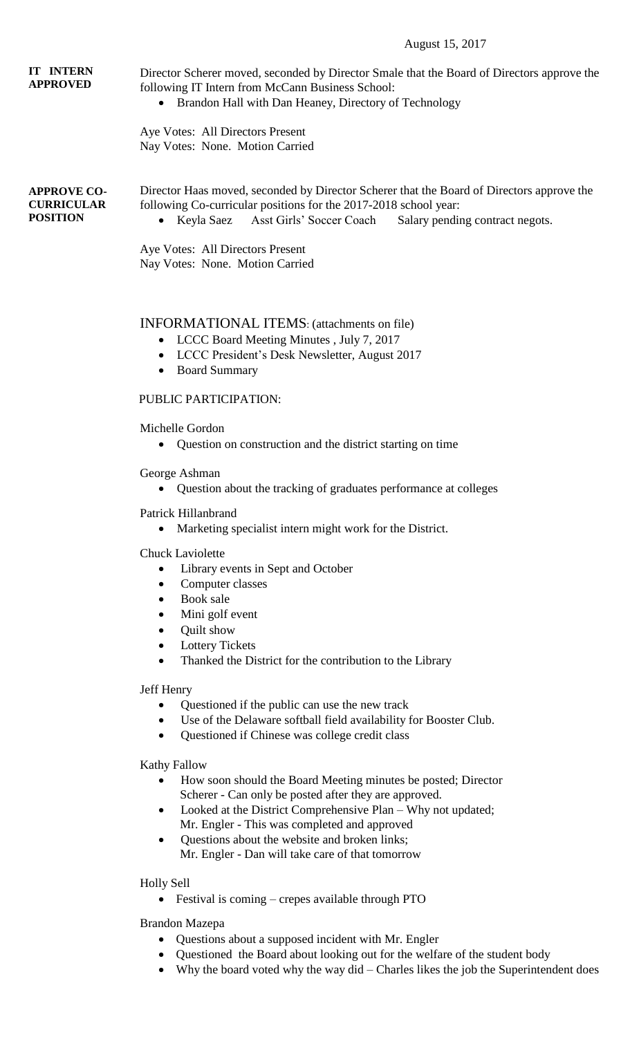August 15, 2017

**IT INTERN APPROVED**

Director Scherer moved, seconded by Director Smale that the Board of Directors approve the following IT Intern from McCann Business School:

- Brandon Hall with Dan Heaney, Directory of Technology

Aye Votes: All Directors Present
Nay Votes: None. Motion Carried

**APPROVE CO-CURRICULAR POSITION**

Director Haas moved, seconded by Director Scherer that the Board of Directors approve the following Co-curricular positions for the 2017-2018 school year:

- Keyla Saez  Asst Girls' Soccer Coach  Salary pending contract negots.

Aye Votes: All Directors Present
Nay Votes: None. Motion Carried

## INFORMATIONAL ITEMS: (attachments on file)

- LCCC Board Meeting Minutes , July 7, 2017
- LCCC President's Desk Newsletter, August 2017
- Board Summary

PUBLIC PARTICIPATION:

Michelle Gordon

- Question on construction and the district starting on time

George Ashman

- Question about the tracking of graduates performance at colleges

Patrick Hillanbrand

- Marketing specialist intern might work for the District.

Chuck Laviolette

- Library events in Sept and October
- Computer classes
- Book sale
- Mini golf event
- Quilt show
- Lottery Tickets
- Thanked the District for the contribution to the Library

Jeff Henry

- Questioned if the public can use the new track
- Use of the Delaware softball field availability for Booster Club.
- Questioned if Chinese was college credit class

Kathy Fallow

- How soon should the Board Meeting minutes be posted; Director Scherer - Can only be posted after they are approved.
- Looked at the District Comprehensive Plan – Why not updated; Mr. Engler - This was completed and approved
- Questions about the website and broken links; Mr. Engler - Dan will take care of that tomorrow

Holly Sell

- Festival is coming – crepes available through PTO

Brandon Mazepa

- Questions about a supposed incident with Mr. Engler
- Questioned the Board about looking out for the welfare of the student body
- Why the board voted why the way did – Charles likes the job the Superintendent does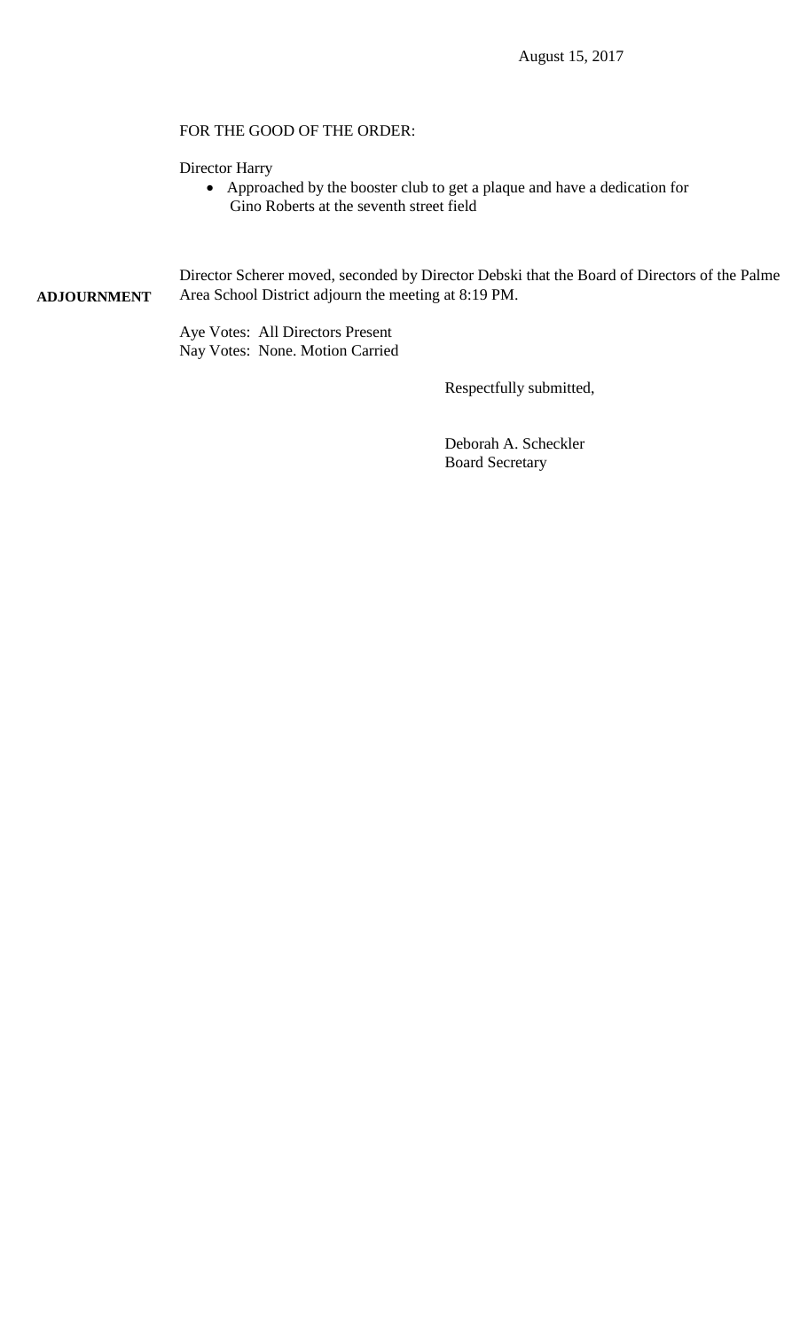August 15, 2017

FOR THE GOOD OF THE ORDER:

Director Harry

- Approached by the booster club to get a plaque and have a dedication for Gino Roberts at the seventh street field

**ADJOURNMENT**

Director Scherer moved, seconded by Director Debski that the Board of Directors of the Palme Area School District adjourn the meeting at 8:19 PM.

Aye Votes: All Directors Present
Nay Votes: None. Motion Carried

Respectfully submitted,

Deborah A. Scheckler
Board Secretary